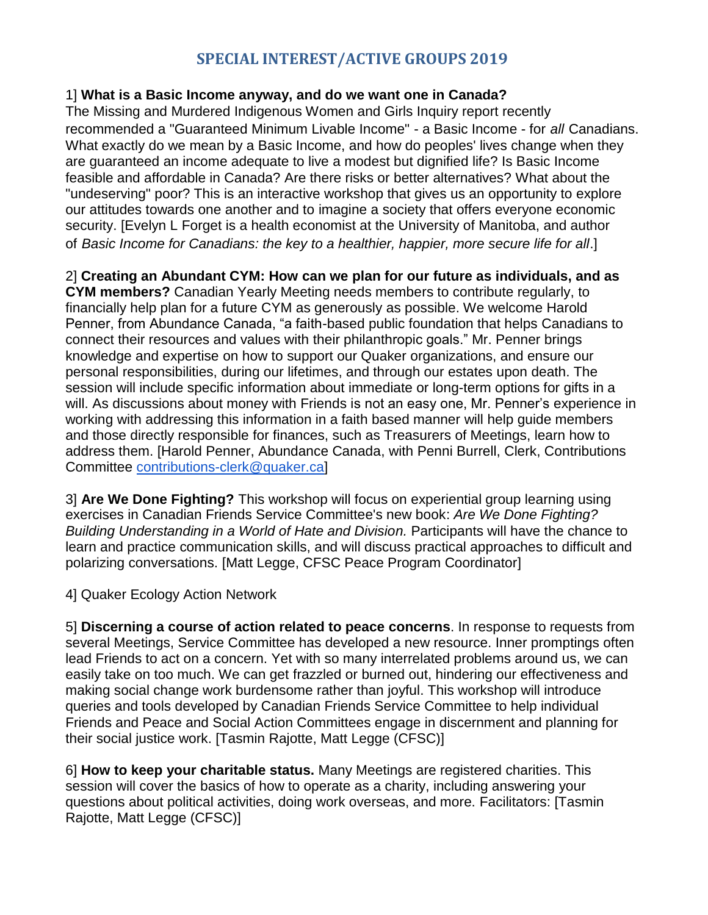## SPECIAL INTEREST/ACTIVE GROUPS 2019

1] **What is a Basic Income anyway, and do we want one in Canada?**
The Missing and Murdered Indigenous Women and Girls Inquiry report recently recommended a "Guaranteed Minimum Livable Income" - a Basic Income - for *all* Canadians. What exactly do we mean by a Basic Income, and how do peoples' lives change when they are guaranteed an income adequate to live a modest but dignified life? Is Basic Income feasible and affordable in Canada? Are there risks or better alternatives? What about the "undeserving" poor? This is an interactive workshop that gives us an opportunity to explore our attitudes towards one another and to imagine a society that offers everyone economic security. [Evelyn L Forget is a health economist at the University of Manitoba, and author of *Basic Income for Canadians: the key to a healthier, happier, more secure life for all*.]

2] **Creating an Abundant CYM: How can we plan for our future as individuals, and as CYM members?** Canadian Yearly Meeting needs members to contribute regularly, to financially help plan for a future CYM as generously as possible. We welcome Harold Penner, from Abundance Canada, "a faith-based public foundation that helps Canadians to connect their resources and values with their philanthropic goals." Mr. Penner brings knowledge and expertise on how to support our Quaker organizations, and ensure our personal responsibilities, during our lifetimes, and through our estates upon death. The session will include specific information about immediate or long-term options for gifts in a will. As discussions about money with Friends is not an easy one, Mr. Penner's experience in working with addressing this information in a faith based manner will help guide members and those directly responsible for finances, such as Treasurers of Meetings, learn how to address them. [Harold Penner, Abundance Canada, with Penni Burrell, Clerk, Contributions Committee contributions-clerk@quaker.ca]

3] **Are We Done Fighting?** This workshop will focus on experiential group learning using exercises in Canadian Friends Service Committee's new book: *Are We Done Fighting? Building Understanding in a World of Hate and Division.* Participants will have the chance to learn and practice communication skills, and will discuss practical approaches to difficult and polarizing conversations. [Matt Legge, CFSC Peace Program Coordinator]

4] Quaker Ecology Action Network

5] **Discerning a course of action related to peace concerns**. In response to requests from several Meetings, Service Committee has developed a new resource. Inner promptings often lead Friends to act on a concern. Yet with so many interrelated problems around us, we can easily take on too much. We can get frazzled or burned out, hindering our effectiveness and making social change work burdensome rather than joyful. This workshop will introduce queries and tools developed by Canadian Friends Service Committee to help individual Friends and Peace and Social Action Committees engage in discernment and planning for their social justice work. [Tasmin Rajotte, Matt Legge (CFSC)]

6] **How to keep your charitable status.** Many Meetings are registered charities. This session will cover the basics of how to operate as a charity, including answering your questions about political activities, doing work overseas, and more. Facilitators: [Tasmin Rajotte, Matt Legge (CFSC)]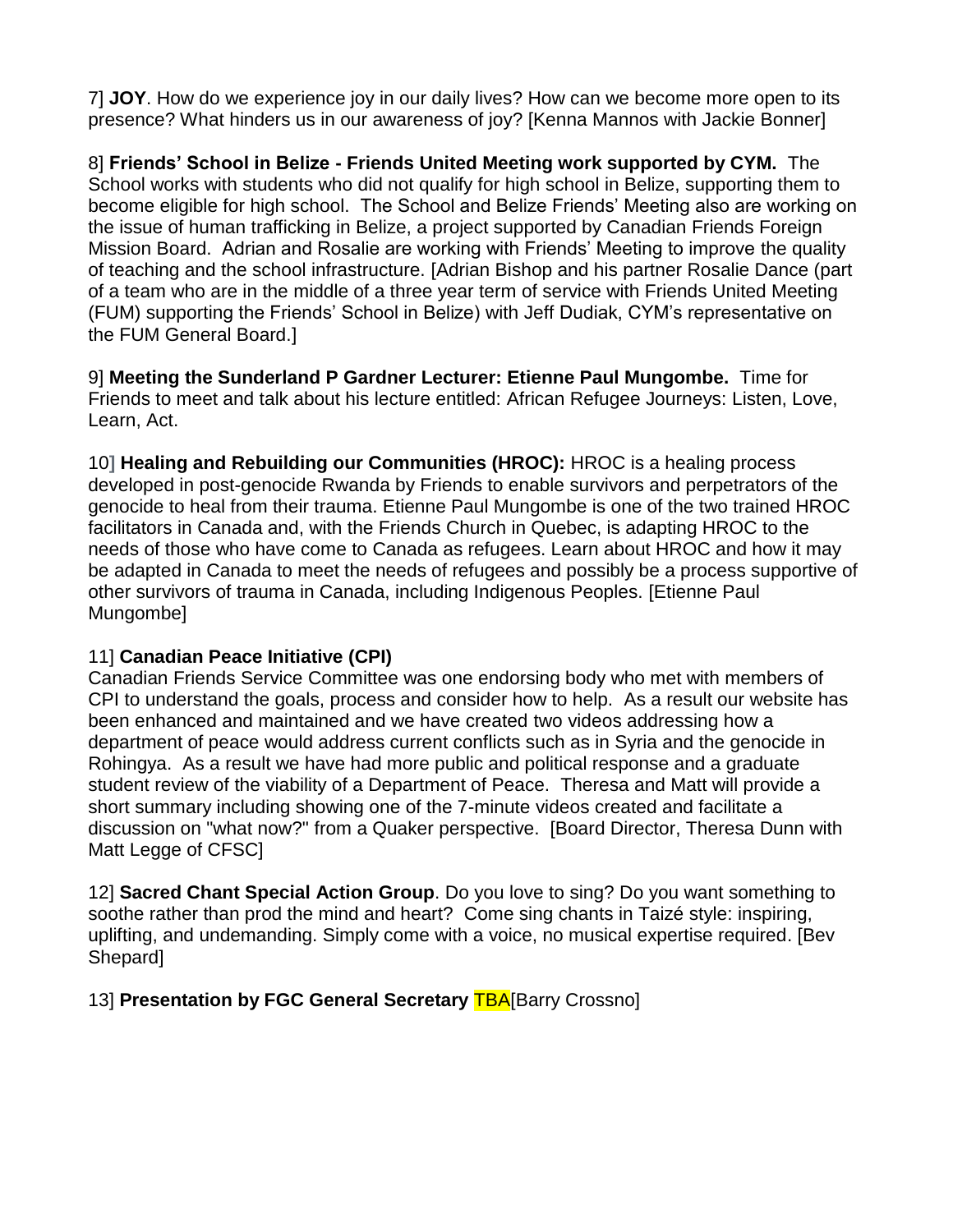7] **JOY**. How do we experience joy in our daily lives? How can we become more open to its presence? What hinders us in our awareness of joy? [Kenna Mannos with Jackie Bonner]

8] **Friends' School in Belize - Friends United Meeting work supported by CYM.** The School works with students who did not qualify for high school in Belize, supporting them to become eligible for high school. The School and Belize Friends' Meeting also are working on the issue of human trafficking in Belize, a project supported by Canadian Friends Foreign Mission Board. Adrian and Rosalie are working with Friends' Meeting to improve the quality of teaching and the school infrastructure. [Adrian Bishop and his partner Rosalie Dance (part of a team who are in the middle of a three year term of service with Friends United Meeting (FUM) supporting the Friends' School in Belize) with Jeff Dudiak, CYM's representative on the FUM General Board.]

9] **Meeting the Sunderland P Gardner Lecturer: Etienne Paul Mungombe.** Time for Friends to meet and talk about his lecture entitled: African Refugee Journeys: Listen, Love, Learn, Act.

10] **Healing and Rebuilding our Communities (HROC):** HROC is a healing process developed in post-genocide Rwanda by Friends to enable survivors and perpetrators of the genocide to heal from their trauma. Etienne Paul Mungombe is one of the two trained HROC facilitators in Canada and, with the Friends Church in Quebec, is adapting HROC to the needs of those who have come to Canada as refugees. Learn about HROC and how it may be adapted in Canada to meet the needs of refugees and possibly be a process supportive of other survivors of trauma in Canada, including Indigenous Peoples. [Etienne Paul Mungombe]

11] **Canadian Peace Initiative (CPI)**
Canadian Friends Service Committee was one endorsing body who met with members of CPI to understand the goals, process and consider how to help. As a result our website has been enhanced and maintained and we have created two videos addressing how a department of peace would address current conflicts such as in Syria and the genocide in Rohingya. As a result we have had more public and political response and a graduate student review of the viability of a Department of Peace. Theresa and Matt will provide a short summary including showing one of the 7-minute videos created and facilitate a discussion on "what now?" from a Quaker perspective. [Board Director, Theresa Dunn with Matt Legge of CFSC]

12] **Sacred Chant Special Action Group**. Do you love to sing? Do you want something to soothe rather than prod the mind and heart? Come sing chants in Taizé style: inspiring, uplifting, and undemanding. Simply come with a voice, no musical expertise required. [Bev Shepard]

13] **Presentation by FGC General Secretary** TBA[Barry Crossno]